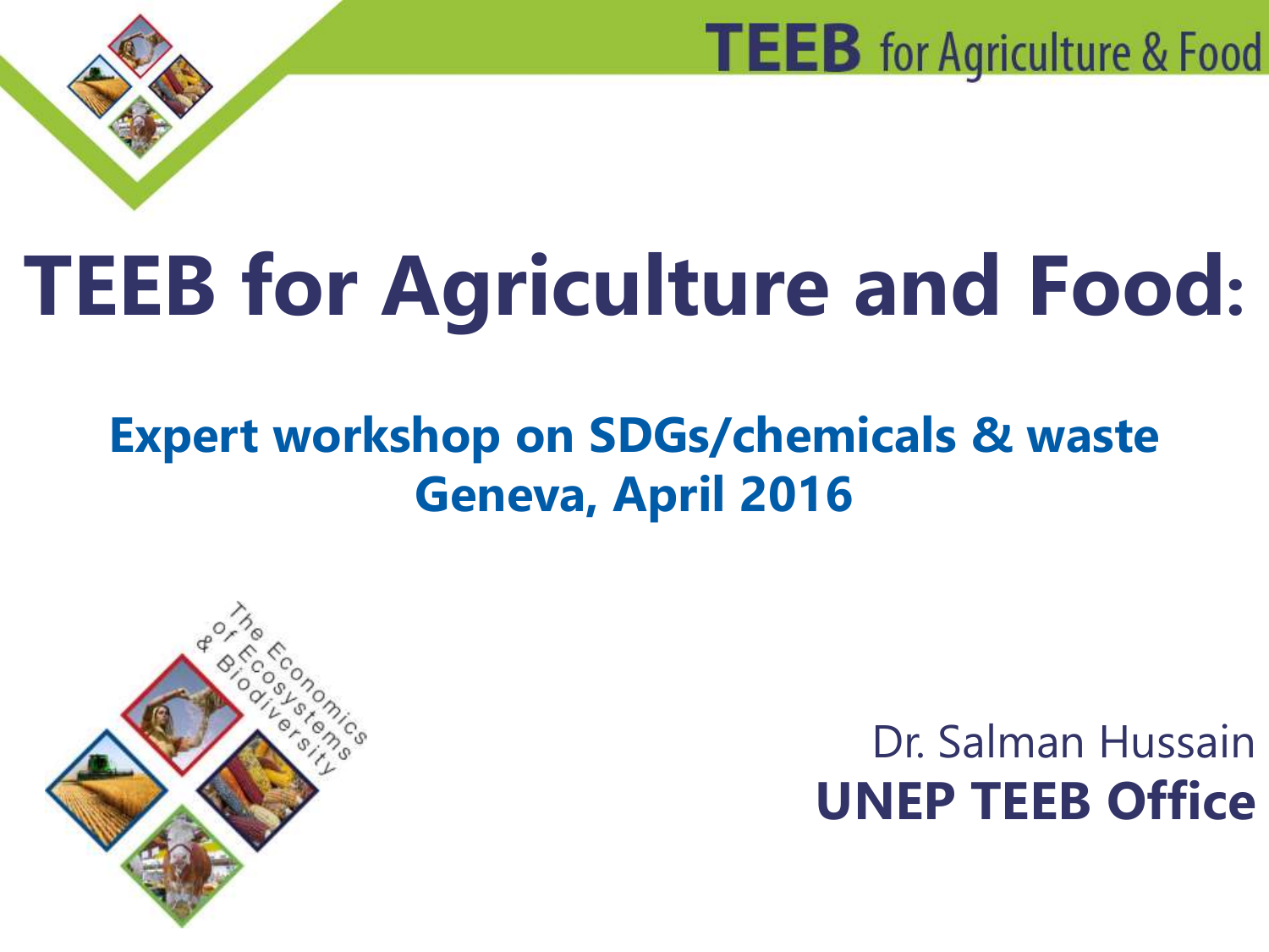TEEB for Agriculture & Food

# TEEB for Agriculture and Food:

## Expert workshop on SDGs/chemicals & waste
## Geneva, April 2016

The Economics of Ecosystems & Biodiversity

Dr. Salman Hussain
**UNEP TEEB Office**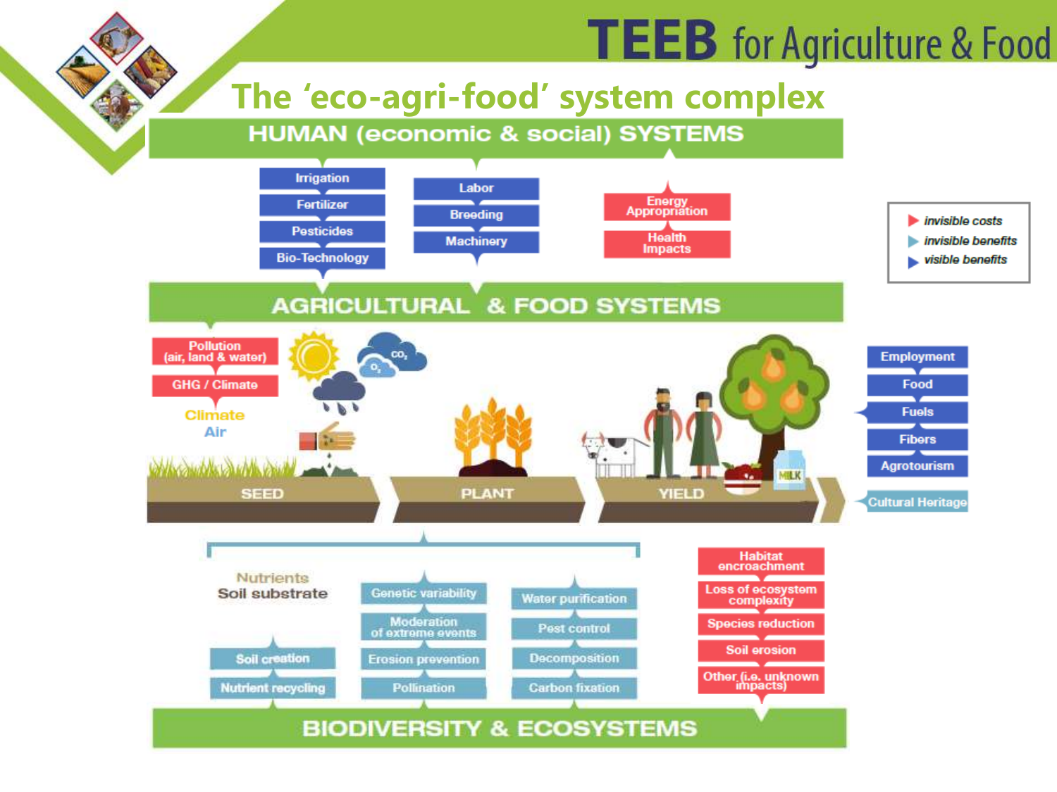# TEEB for Agriculture & Food

## The 'eco-agri-food' system complex

**HUMAN (economic & social) SYSTEMS**

- Irrigation
- Fertilizer
- Pesticides
- Bio-Technology

- Labor
- Breeding
- Machinery

- Energy Appropriation
- Health Impacts

**AGRICULTURAL & FOOD SYSTEMS**

- Pollution (air, land & water)
- GHG / Climate

Climate
Air

$CO_2$
$O_2$

SEED — PLANT — YIELD

MILK

- Employment
- Food
- Fuels
- Fibers
- Agrotourism
- Cultural Heritage

Nutrients
Soil substrate

- Soil creation
- Nutrient recycling

- Genetic variability
- Moderation of extreme events
- Erosion prevention
- Pollination

- Water purification
- Pest control
- Decomposition
- Carbon fixation

- Habitat encroachment
- Loss of ecosystem complexity
- Species reduction
- Soil erosion
- Other (i.e. unknown impacts)

**BIODIVERSITY & ECOSYSTEMS**

- *invisible costs*
- *invisible benefits*
- *visible benefits*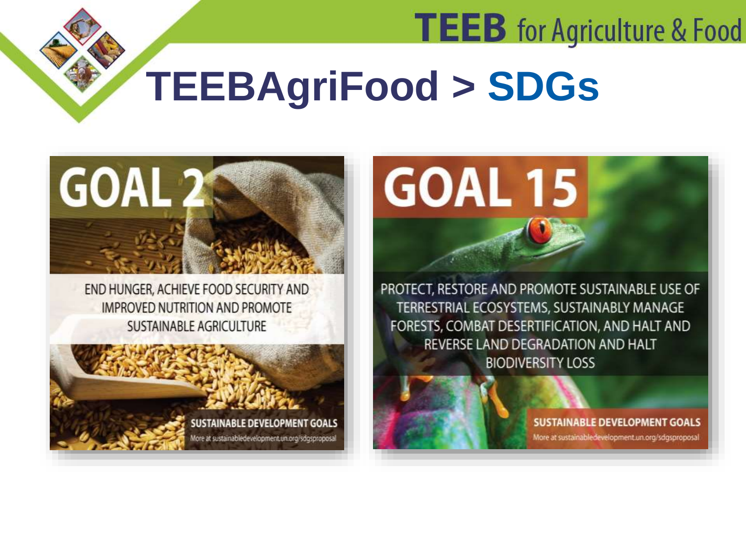# TEEBAgriFood > SDGs

## GOAL 2

END HUNGER, ACHIEVE FOOD SECURITY AND IMPROVED NUTRITION AND PROMOTE SUSTAINABLE AGRICULTURE

SUSTAINABLE DEVELOPMENT GOALS

More at sustainabledevelopment.un.org/sdgsproposal

## GOAL 15

PROTECT, RESTORE AND PROMOTE SUSTAINABLE USE OF TERRESTRIAL ECOSYSTEMS, SUSTAINABLY MANAGE FORESTS, COMBAT DESERTIFICATION, AND HALT AND REVERSE LAND DEGRADATION AND HALT BIODIVERSITY LOSS

SUSTAINABLE DEVELOPMENT GOALS

More at sustainabledevelopment.un.org/sdgsproposal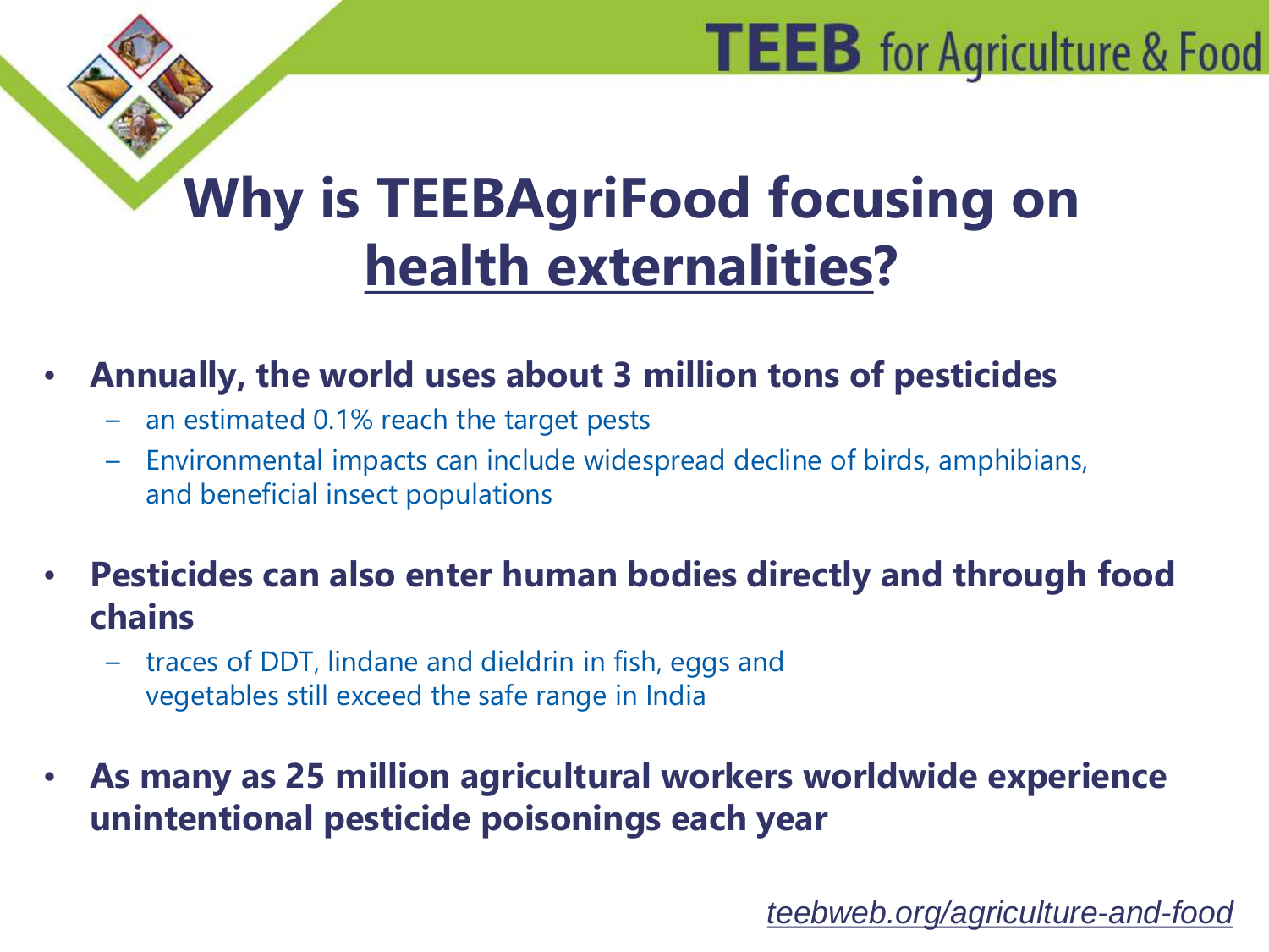# Why is TEEBAgriFood focusing on health externalities?

- **Annually, the world uses about 3 million tons of pesticides**
  - an estimated 0.1% reach the target pests
  - Environmental impacts can include widespread decline of birds, amphibians, and beneficial insect populations
- **Pesticides can also enter human bodies directly and through food chains**
  - traces of DDT, lindane and dieldrin in fish, eggs and vegetables still exceed the safe range in India
- **As many as 25 million agricultural workers worldwide experience unintentional pesticide poisonings each year**

*teebweb.org/agriculture-and-food*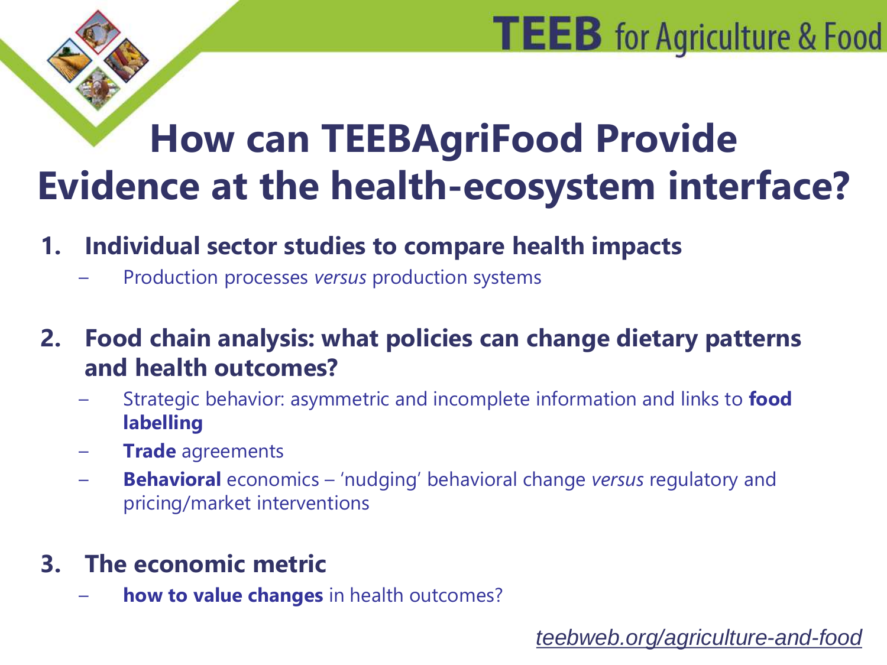# How can TEEBAgriFood Provide Evidence at the health-ecosystem interface?

1. **Individual sector studies to compare health impacts**
   - Production processes *versus* production systems

2. **Food chain analysis: what policies can change dietary patterns and health outcomes?**
   - Strategic behavior: asymmetric and incomplete information and links to **food labelling**
   - **Trade** agreements
   - **Behavioral** economics – 'nudging' behavioral change *versus* regulatory and pricing/market interventions

3. **The economic metric**
   - **how to value changes** in health outcomes?

*teebweb.org/agriculture-and-food*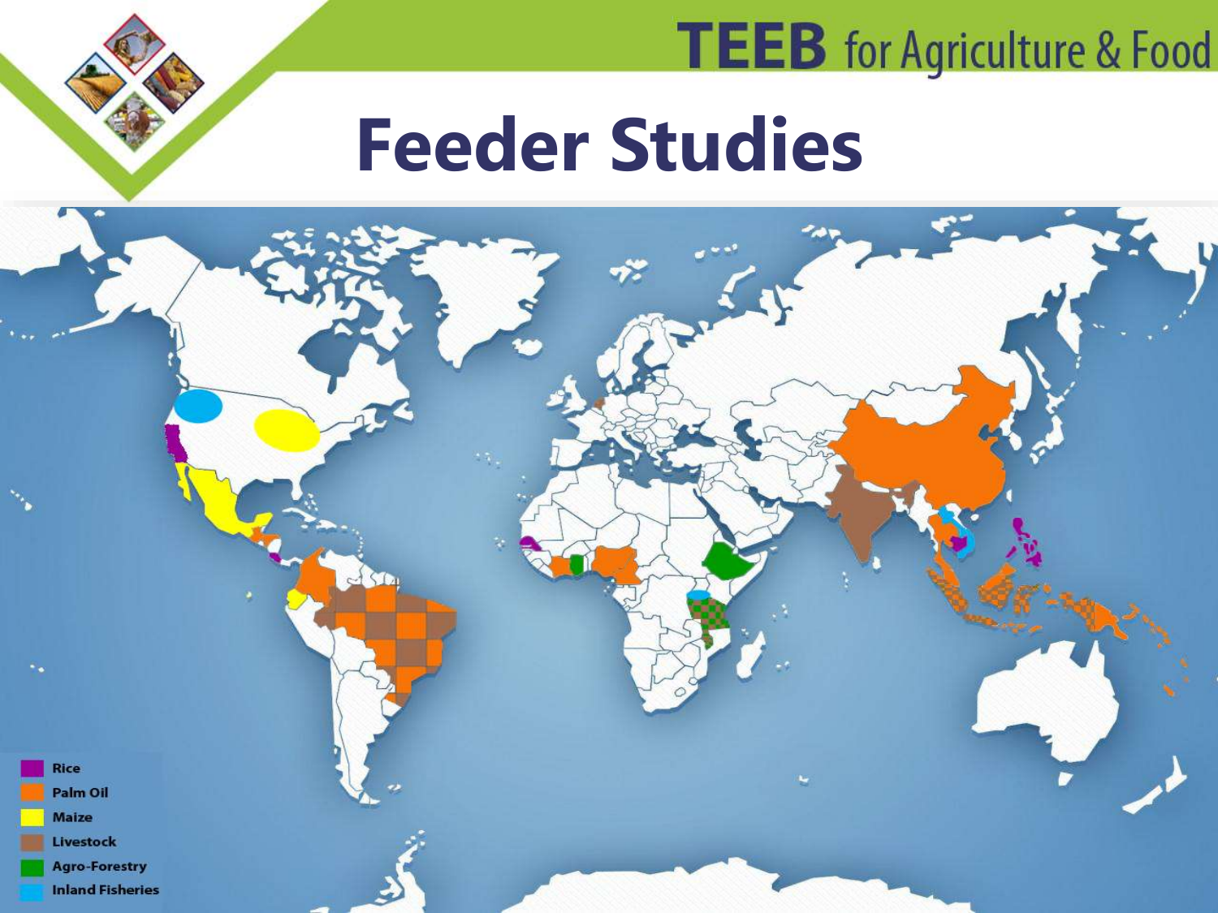TEEB for Agriculture & Food

# Feeder Studies

- Rice
- Palm Oil
- Maize
- Livestock
- Agro-Forestry
- Inland Fisheries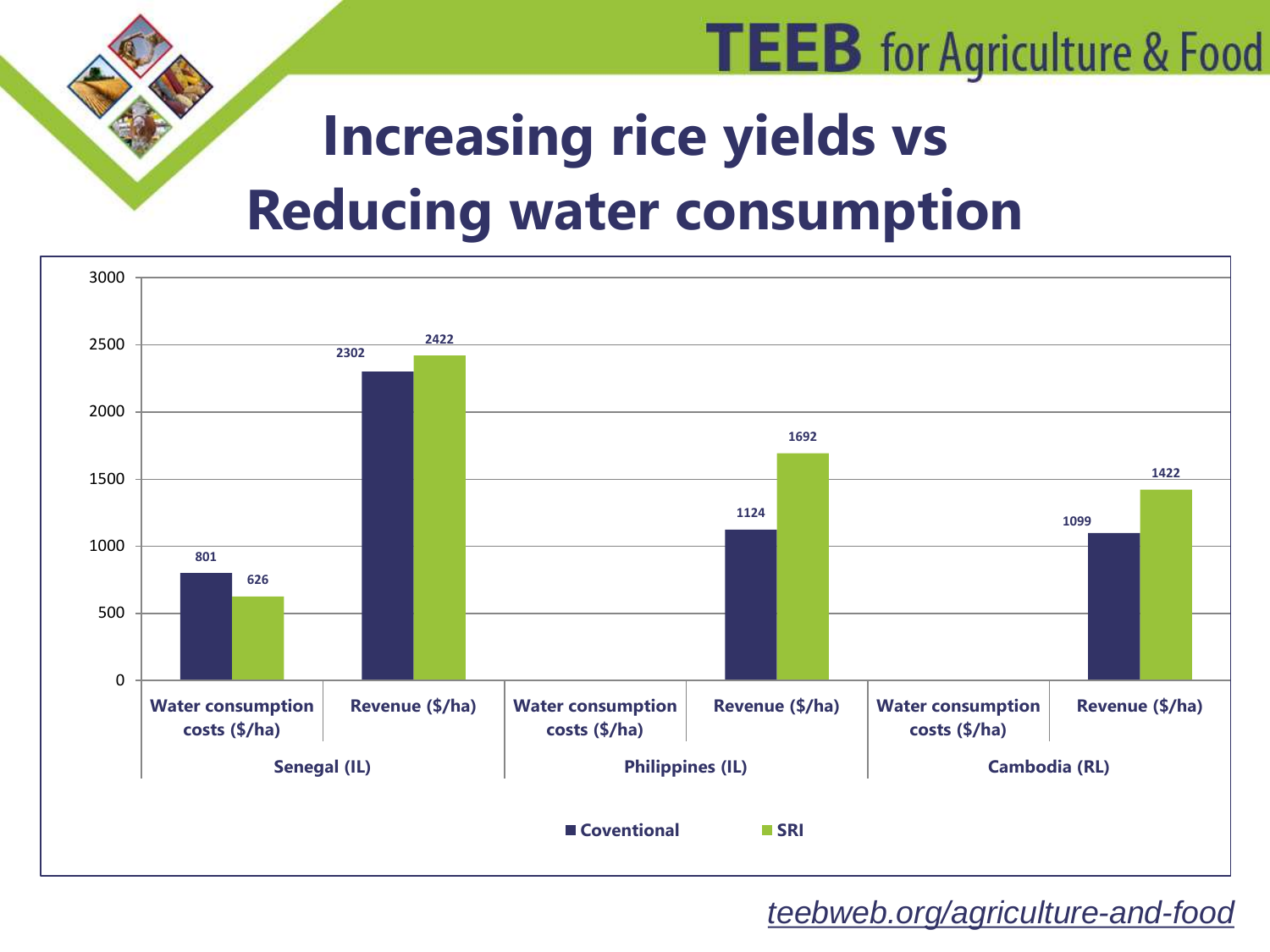# Increasing rice yields vs Reducing water consumption

| | | Coventional | SRI |
|---|---|---|---|
| Senegal (IL) | Water consumption costs ($/ha) | 801 | 626 |
| | Revenue ($/ha) | 2302 | 2422 |
| Philippines (IL) | Water consumption costs ($/ha) | | |
| | Revenue ($/ha) | 1124 | 1692 |
| Cambodia (RL) | Water consumption costs ($/ha) | | |
| | Revenue ($/ha) | 1099 | 1422 |

*teebweb.org/agriculture-and-food*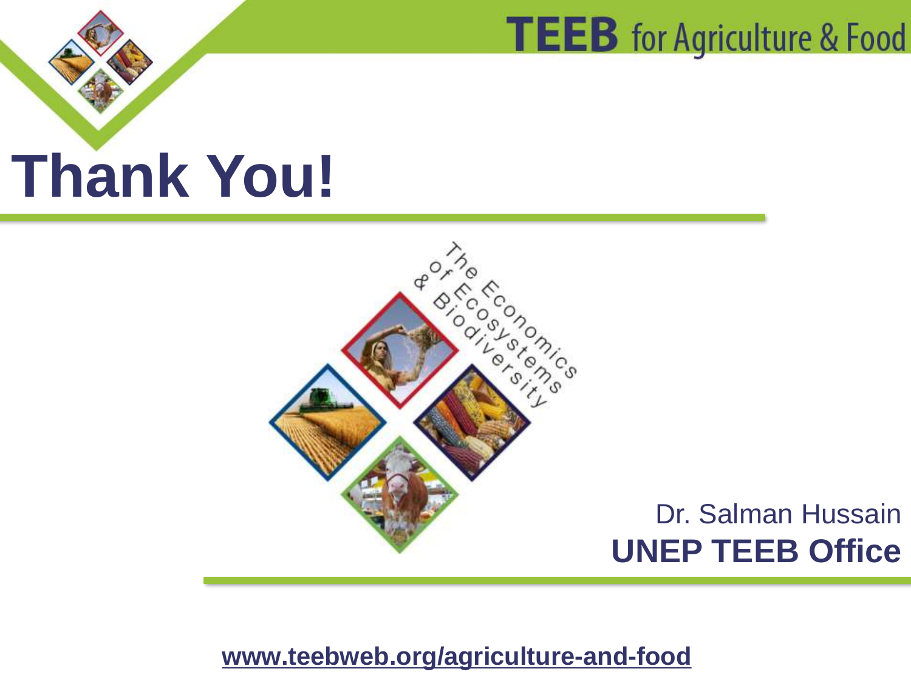TEEB for Agriculture & Food

# Thank You!

The Economics of Ecosystems & Biodiversity

Dr. Salman Hussain

**UNEP TEEB Office**

**www.teebweb.org/agriculture-and-food**